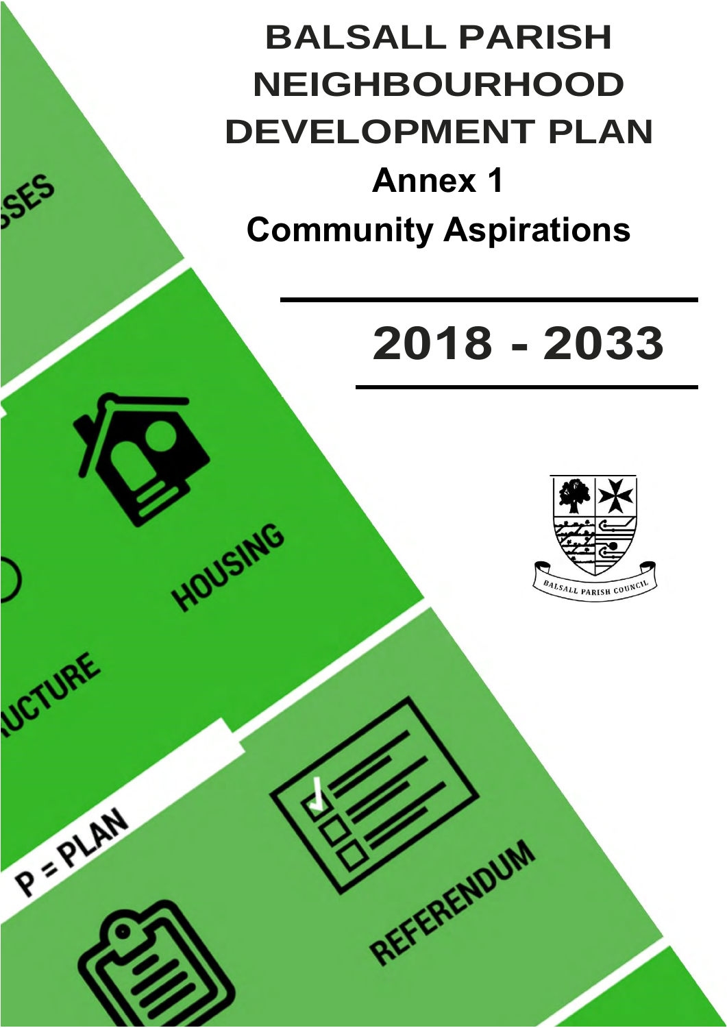# BALSALL PARISH NEIGHBOURHOOD DEVELOPMENT PLAN

## Annex 1

## Community Aspirations

**2018 - 2033**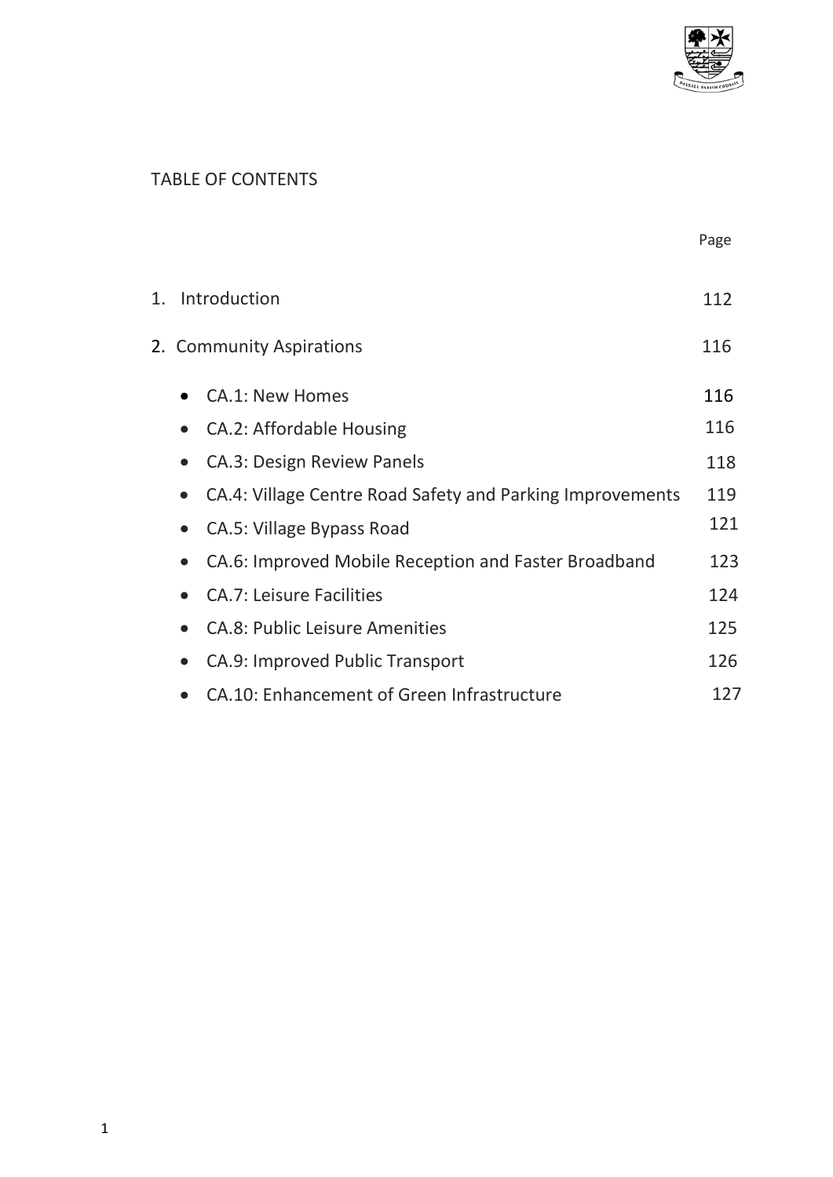TABLE OF CONTENTS

| | Page |
|---|---|
| 1. Introduction | 112 |
| 2. Community Aspirations | 116 |
| • CA.1: New Homes | 116 |
| • CA.2: Affordable Housing | 116 |
| • CA.3: Design Review Panels | 118 |
| • CA.4: Village Centre Road Safety and Parking Improvements | 119 |
| • CA.5: Village Bypass Road | 121 |
| • CA.6: Improved Mobile Reception and Faster Broadband | 123 |
| • CA.7: Leisure Facilities | 124 |
| • CA.8: Public Leisure Amenities | 125 |
| • CA.9: Improved Public Transport | 126 |
| • CA.10: Enhancement of Green Infrastructure | 127 |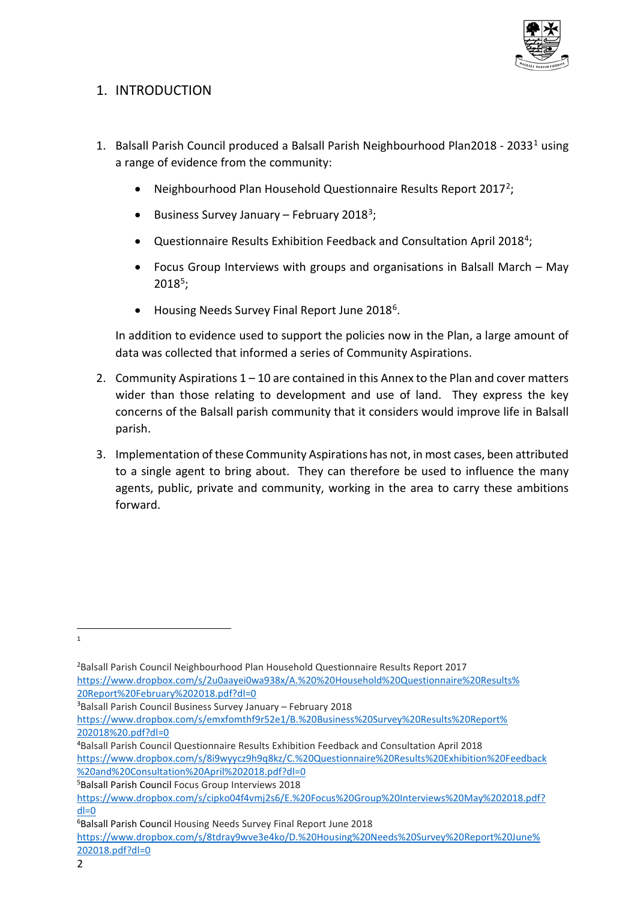## 1. INTRODUCTION

1. Balsall Parish Council produced a Balsall Parish Neighbourhood Plan2018 - 2033[1] using a range of evidence from the community:

    - Neighbourhood Plan Household Questionnaire Results Report 2017[2];
    - Business Survey January – February 2018[3];
    - Questionnaire Results Exhibition Feedback and Consultation April 2018[4];
    - Focus Group Interviews with groups and organisations in Balsall March – May 2018[5];
    - Housing Needs Survey Final Report June 2018[6].

    In addition to evidence used to support the policies now in the Plan, a large amount of data was collected that informed a series of Community Aspirations.

2. Community Aspirations 1 – 10 are contained in this Annex to the Plan and cover matters wider than those relating to development and use of land. They express the key concerns of the Balsall parish community that it considers would improve life in Balsall parish.

3. Implementation of these Community Aspirations has not, in most cases, been attributed to a single agent to bring about. They can therefore be used to influence the many agents, public, private and community, working in the area to carry these ambitions forward.

---

[1]

[2] Balsall Parish Council Neighbourhood Plan Household Questionnaire Results Report 2017 https://www.dropbox.com/s/2u0aayei0wa938x/A.%20%20Household%20Questionnaire%20Results%20Report%20February%202018.pdf?dl=0

[3] Balsall Parish Council Business Survey January – February 2018 https://www.dropbox.com/s/emxfomthf9r52e1/B.%20Business%20Survey%20Results%20Report%202018%20.pdf?dl=0

[4] Balsall Parish Council Questionnaire Results Exhibition Feedback and Consultation April 2018 https://www.dropbox.com/s/8i9wyycz9h9q8kz/C.%20Questionnaire%20Results%20Exhibition%20Feedback%20and%20Consultation%20April%202018.pdf?dl=0

[5] Balsall Parish Council Focus Group Interviews 2018 https://www.dropbox.com/s/cipko04f4vmj2s6/E.%20Focus%20Group%20Interviews%20May%202018.pdf?dl=0

[6] Balsall Parish Council Housing Needs Survey Final Report June 2018 https://www.dropbox.com/s/8tdray9wve3e4ko/D.%20Housing%20Needs%20Survey%20Report%20June%202018.pdf?dl=0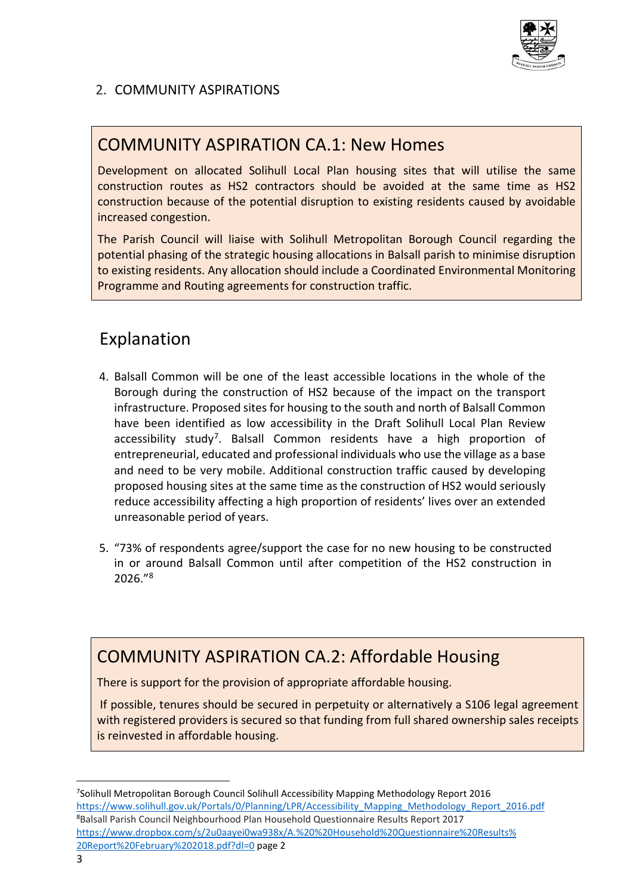## 2. COMMUNITY ASPIRATIONS

### COMMUNITY ASPIRATION CA.1: New Homes

Development on allocated Solihull Local Plan housing sites that will utilise the same construction routes as HS2 contractors should be avoided at the same time as HS2 construction because of the potential disruption to existing residents caused by avoidable increased congestion.

The Parish Council will liaise with Solihull Metropolitan Borough Council regarding the potential phasing of the strategic housing allocations in Balsall parish to minimise disruption to existing residents. Any allocation should include a Coordinated Environmental Monitoring Programme and Routing agreements for construction traffic.

### Explanation

4. Balsall Common will be one of the least accessible locations in the whole of the Borough during the construction of HS2 because of the impact on the transport infrastructure. Proposed sites for housing to the south and north of Balsall Common have been identified as low accessibility in the Draft Solihull Local Plan Review accessibility study[7]. Balsall Common residents have a high proportion of entrepreneurial, educated and professional individuals who use the village as a base and need to be very mobile. Additional construction traffic caused by developing proposed housing sites at the same time as the construction of HS2 would seriously reduce accessibility affecting a high proportion of residents' lives over an extended unreasonable period of years.

5. "73% of respondents agree/support the case for no new housing to be constructed in or around Balsall Common until after competition of the HS2 construction in 2026."[8]

### COMMUNITY ASPIRATION CA.2: Affordable Housing

There is support for the provision of appropriate affordable housing.

If possible, tenures should be secured in perpetuity or alternatively a S106 legal agreement with registered providers is secured so that funding from full shared ownership sales receipts is reinvested in affordable housing.

---

[7] Solihull Metropolitan Borough Council Solihull Accessibility Mapping Methodology Report 2016 https://www.solihull.gov.uk/Portals/0/Planning/LPR/Accessibility_Mapping_Methodology_Report_2016.pdf

[8] Balsall Parish Council Neighbourhood Plan Household Questionnaire Results Report 2017 https://www.dropbox.com/s/2u0aayei0wa938x/A.%20%20Household%20Questionnaire%20Results%20Report%20February%202018.pdf?dl=0 page 2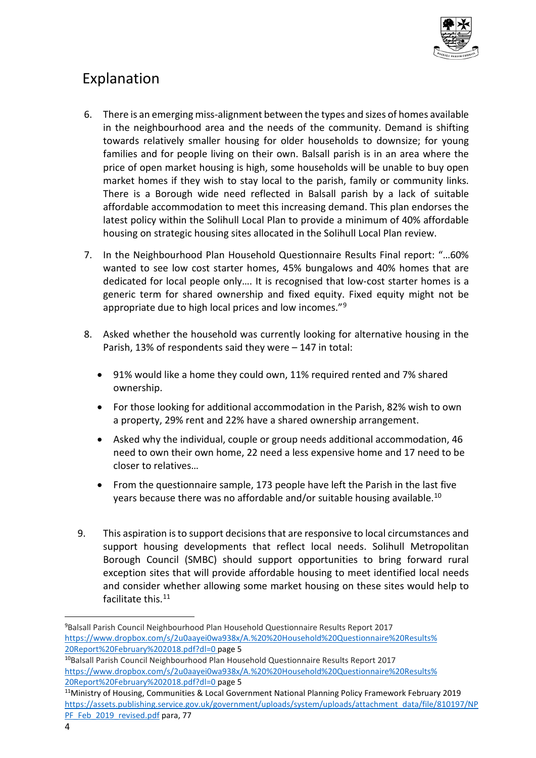## Explanation

6. There is an emerging miss-alignment between the types and sizes of homes available in the neighbourhood area and the needs of the community. Demand is shifting towards relatively smaller housing for older households to downsize; for young families and for people living on their own. Balsall parish is in an area where the price of open market housing is high, some households will be unable to buy open market homes if they wish to stay local to the parish, family or community links. There is a Borough wide need reflected in Balsall parish by a lack of suitable affordable accommodation to meet this increasing demand. This plan endorses the latest policy within the Solihull Local Plan to provide a minimum of 40% affordable housing on strategic housing sites allocated in the Solihull Local Plan review.

7. In the Neighbourhood Plan Household Questionnaire Results Final report: "…60% wanted to see low cost starter homes, 45% bungalows and 40% homes that are dedicated for local people only…. It is recognised that low-cost starter homes is a generic term for shared ownership and fixed equity. Fixed equity might not be appropriate due to high local prices and low incomes."[9]

8. Asked whether the household was currently looking for alternative housing in the Parish, 13% of respondents said they were – 147 in total:

   - 91% would like a home they could own, 11% required rented and 7% shared ownership.
   - For those looking for additional accommodation in the Parish, 82% wish to own a property, 29% rent and 22% have a shared ownership arrangement.
   - Asked why the individual, couple or group needs additional accommodation, 46 need to own their own home, 22 need a less expensive home and 17 need to be closer to relatives…
   - From the questionnaire sample, 173 people have left the Parish in the last five years because there was no affordable and/or suitable housing available.[10]

9. This aspiration is to support decisions that are responsive to local circumstances and support housing developments that reflect local needs. Solihull Metropolitan Borough Council (SMBC) should support opportunities to bring forward rural exception sites that will provide affordable housing to meet identified local needs and consider whether allowing some market housing on these sites would help to facilitate this.[11]

---

[9] Balsall Parish Council Neighbourhood Plan Household Questionnaire Results Report 2017 https://www.dropbox.com/s/2u0aayei0wa938x/A.%20%20Household%20Questionnaire%20Results%20Report%20February%202018.pdf?dl=0 page 5

[10] Balsall Parish Council Neighbourhood Plan Household Questionnaire Results Report 2017 https://www.dropbox.com/s/2u0aayei0wa938x/A.%20%20Household%20Questionnaire%20Results%20Report%20February%202018.pdf?dl=0 page 5

[11] Ministry of Housing, Communities & Local Government National Planning Policy Framework February 2019 https://assets.publishing.service.gov.uk/government/uploads/system/uploads/attachment_data/file/810197/NPPF_Feb_2019_revised.pdf para, 77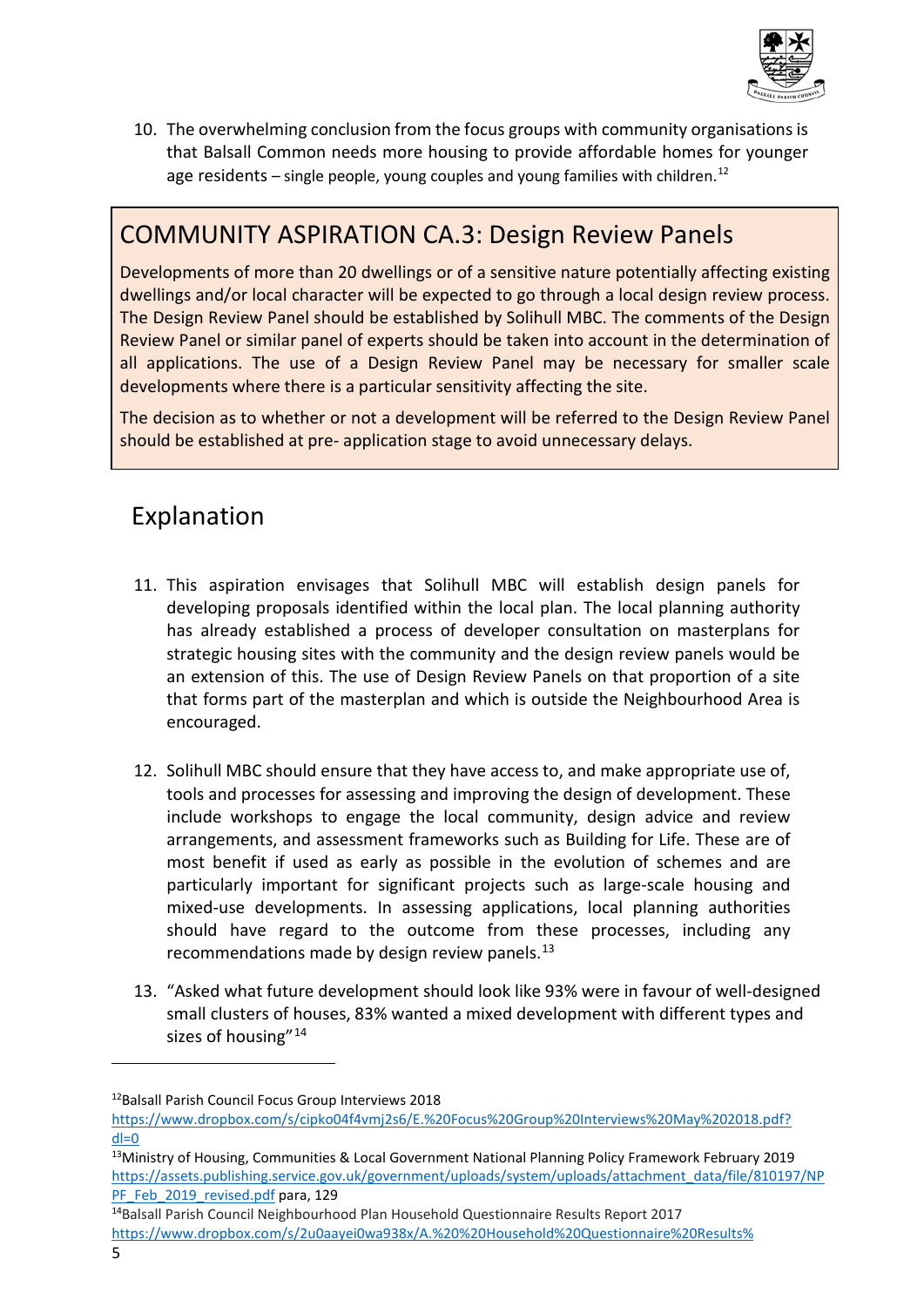10. The overwhelming conclusion from the focus groups with community organisations is that Balsall Common needs more housing to provide affordable homes for younger age residents – single people, young couples and young families with children.[12]

## COMMUNITY ASPIRATION CA.3: Design Review Panels

Developments of more than 20 dwellings or of a sensitive nature potentially affecting existing dwellings and/or local character will be expected to go through a local design review process. The Design Review Panel should be established by Solihull MBC. The comments of the Design Review Panel or similar panel of experts should be taken into account in the determination of all applications. The use of a Design Review Panel may be necessary for smaller scale developments where there is a particular sensitivity affecting the site.

The decision as to whether or not a development will be referred to the Design Review Panel should be established at pre- application stage to avoid unnecessary delays.

## Explanation

11. This aspiration envisages that Solihull MBC will establish design panels for developing proposals identified within the local plan. The local planning authority has already established a process of developer consultation on masterplans for strategic housing sites with the community and the design review panels would be an extension of this. The use of Design Review Panels on that proportion of a site that forms part of the masterplan and which is outside the Neighbourhood Area is encouraged.

12. Solihull MBC should ensure that they have access to, and make appropriate use of, tools and processes for assessing and improving the design of development. These include workshops to engage the local community, design advice and review arrangements, and assessment frameworks such as Building for Life. These are of most benefit if used as early as possible in the evolution of schemes and are particularly important for significant projects such as large-scale housing and mixed-use developments. In assessing applications, local planning authorities should have regard to the outcome from these processes, including any recommendations made by design review panels.[13]

13. "Asked what future development should look like 93% were in favour of well-designed small clusters of houses, 83% wanted a mixed development with different types and sizes of housing"[14]

---

[12] Balsall Parish Council Focus Group Interviews 2018 https://www.dropbox.com/s/cipko04f4vmj2s6/E.%20Focus%20Group%20Interviews%20May%202018.pdf?dl=0

[13] Ministry of Housing, Communities & Local Government National Planning Policy Framework February 2019 https://assets.publishing.service.gov.uk/government/uploads/system/uploads/attachment_data/file/810197/NPPF_Feb_2019_revised.pdf para, 129

[14] Balsall Parish Council Neighbourhood Plan Household Questionnaire Results Report 2017 https://www.dropbox.com/s/2u0aayei0wa938x/A.%20%20Household%20Questionnaire%20Results%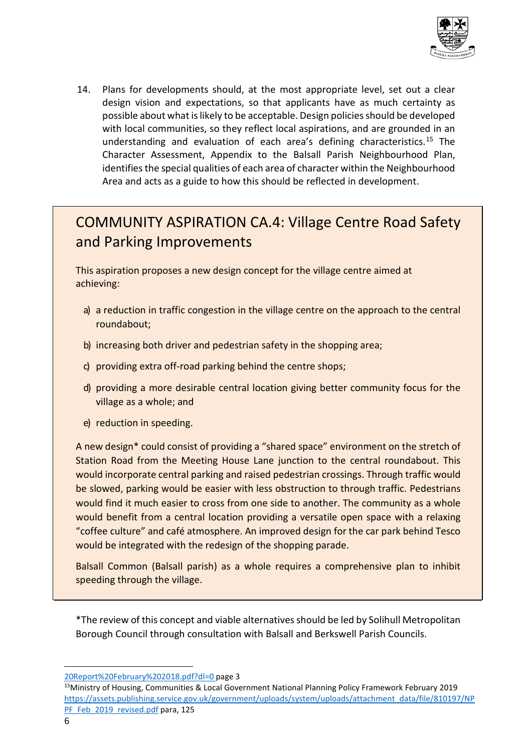14. Plans for developments should, at the most appropriate level, set out a clear design vision and expectations, so that applicants have as much certainty as possible about what is likely to be acceptable. Design policies should be developed with local communities, so they reflect local aspirations, and are grounded in an understanding and evaluation of each area's defining characteristics.[15] The Character Assessment, Appendix to the Balsall Parish Neighbourhood Plan, identifies the special qualities of each area of character within the Neighbourhood Area and acts as a guide to how this should be reflected in development.

## COMMUNITY ASPIRATION CA.4: Village Centre Road Safety and Parking Improvements

This aspiration proposes a new design concept for the village centre aimed at achieving:

a) a reduction in traffic congestion in the village centre on the approach to the central roundabout;

b) increasing both driver and pedestrian safety in the shopping area;

c) providing extra off-road parking behind the centre shops;

d) providing a more desirable central location giving better community focus for the village as a whole; and

e) reduction in speeding.

A new design* could consist of providing a "shared space" environment on the stretch of Station Road from the Meeting House Lane junction to the central roundabout. This would incorporate central parking and raised pedestrian crossings. Through traffic would be slowed, parking would be easier with less obstruction to through traffic. Pedestrians would find it much easier to cross from one side to another. The community as a whole would benefit from a central location providing a versatile open space with a relaxing "coffee culture" and café atmosphere. An improved design for the car park behind Tesco would be integrated with the redesign of the shopping parade.

Balsall Common (Balsall parish) as a whole requires a comprehensive plan to inhibit speeding through the village.

*The review of this concept and viable alternatives should be led by Solihull Metropolitan Borough Council through consultation with Balsall and Berkswell Parish Councils.

---

20Report%20February%202018.pdf?dl=0 page 3

[15] Ministry of Housing, Communities & Local Government National Planning Policy Framework February 2019 https://assets.publishing.service.gov.uk/government/uploads/system/uploads/attachment_data/file/810197/NPPF_Feb_2019_revised.pdf para, 125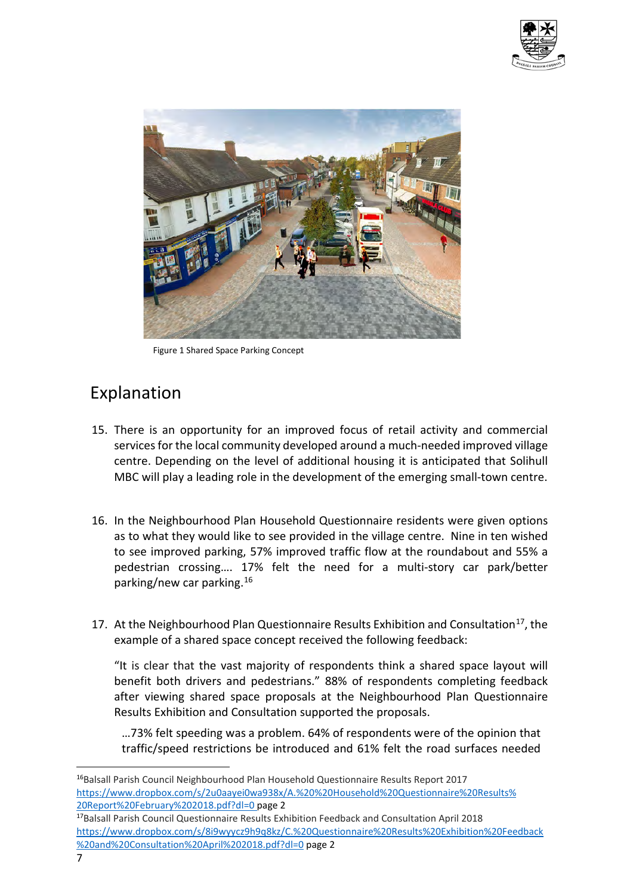Figure 1 Shared Space Parking Concept

## Explanation

15. There is an opportunity for an improved focus of retail activity and commercial services for the local community developed around a much-needed improved village centre. Depending on the level of additional housing it is anticipated that Solihull MBC will play a leading role in the development of the emerging small-town centre.

16. In the Neighbourhood Plan Household Questionnaire residents were given options as to what they would like to see provided in the village centre. Nine in ten wished to see improved parking, 57% improved traffic flow at the roundabout and 55% a pedestrian crossing…. 17% felt the need for a multi-story car park/better parking/new car parking.[16]

17. At the Neighbourhood Plan Questionnaire Results Exhibition and Consultation[17], the example of a shared space concept received the following feedback:

    "It is clear that the vast majority of respondents think a shared space layout will benefit both drivers and pedestrians." 88% of respondents completing feedback after viewing shared space proposals at the Neighbourhood Plan Questionnaire Results Exhibition and Consultation supported the proposals.

    …73% felt speeding was a problem. 64% of respondents were of the opinion that traffic/speed restrictions be introduced and 61% felt the road surfaces needed

---

[16] Balsall Parish Council Neighbourhood Plan Household Questionnaire Results Report 2017 https://www.dropbox.com/s/2u0aayei0wa938x/A.%20%20Household%20Questionnaire%20Results%20Report%20February%202018.pdf?dl=0 page 2

[17] Balsall Parish Council Questionnaire Results Exhibition Feedback and Consultation April 2018 https://www.dropbox.com/s/8i9wyycz9h9q8kz/C.%20Questionnaire%20Results%20Exhibition%20Feedback%20and%20Consultation%20April%202018.pdf?dl=0 page 2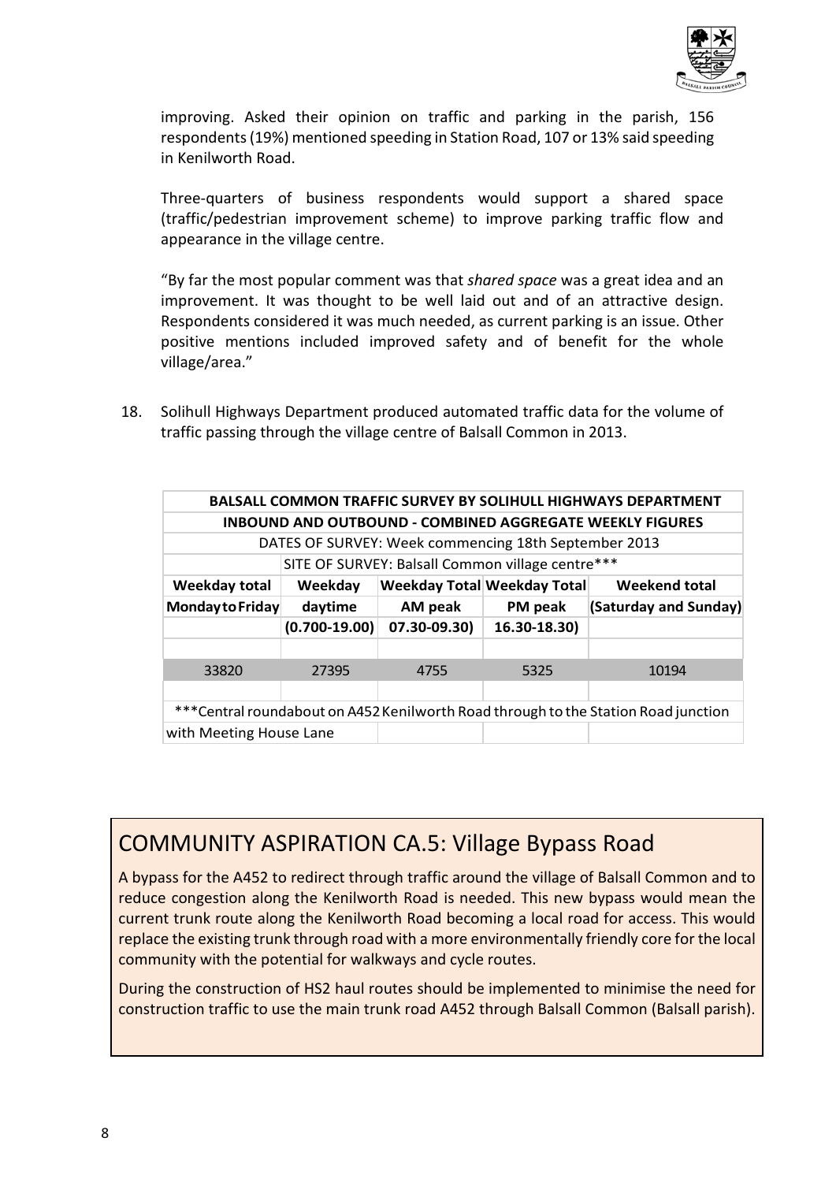improving. Asked their opinion on traffic and parking in the parish, 156 respondents (19%) mentioned speeding in Station Road, 107 or 13% said speeding in Kenilworth Road.

Three-quarters of business respondents would support a shared space (traffic/pedestrian improvement scheme) to improve parking traffic flow and appearance in the village centre.

"By far the most popular comment was that *shared space* was a great idea and an improvement. It was thought to be well laid out and of an attractive design. Respondents considered it was much needed, as current parking is an issue. Other positive mentions included improved safety and of benefit for the whole village/area."

18. Solihull Highways Department produced automated traffic data for the volume of traffic passing through the village centre of Balsall Common in 2013.

| BALSALL COMMON TRAFFIC SURVEY BY SOLIHULL HIGHWAYS DEPARTMENT | | | | |
|---|---|---|---|---|
| INBOUND AND OUTBOUND - COMBINED AGGREGATE WEEKLY FIGURES | | | | |
| DATES OF SURVEY: Week commencing 18th September 2013 | | | | |
| SITE OF SURVEY: Balsall Common village centre*** | | | | |
| **Weekday total Monday to Friday** | **Weekday daytime (0.700-19.00)** | **Weekday Total AM peak 07.30-09.30)** | **Weekday Total PM peak 16.30-18.30)** | **Weekend total (Saturday and Sunday)** |
| 33820 | 27395 | 4755 | 5325 | 10194 |
| ***Central roundabout on A452 Kenilworth Road through to the Station Road junction with Meeting House Lane | | | | |

## COMMUNITY ASPIRATION CA.5: Village Bypass Road

A bypass for the A452 to redirect through traffic around the village of Balsall Common and to reduce congestion along the Kenilworth Road is needed. This new bypass would mean the current trunk route along the Kenilworth Road becoming a local road for access. This would replace the existing trunk through road with a more environmentally friendly core for the local community with the potential for walkways and cycle routes.

During the construction of HS2 haul routes should be implemented to minimise the need for construction traffic to use the main trunk road A452 through Balsall Common (Balsall parish).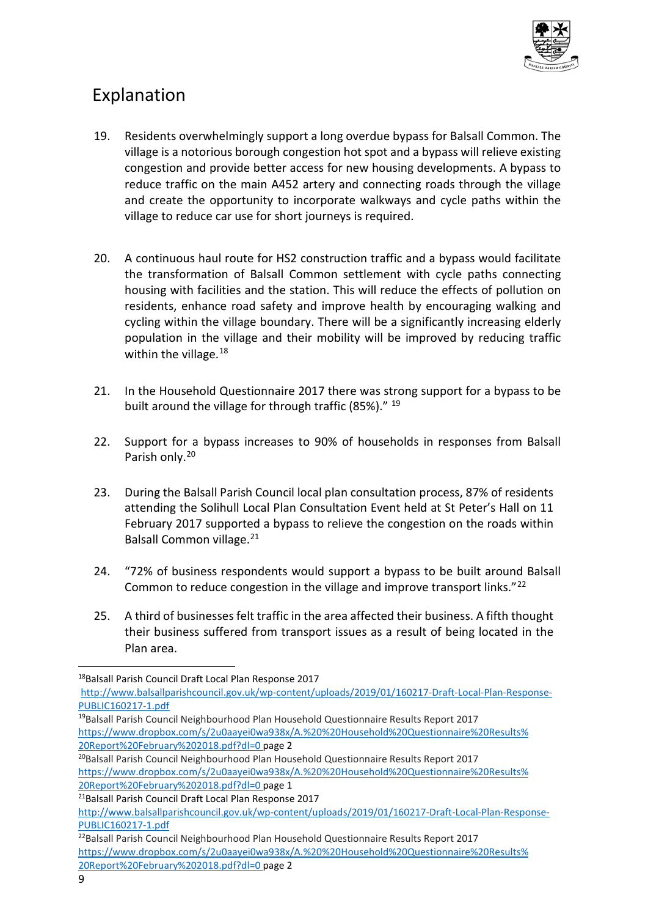## Explanation

19. Residents overwhelmingly support a long overdue bypass for Balsall Common. The village is a notorious borough congestion hot spot and a bypass will relieve existing congestion and provide better access for new housing developments. A bypass to reduce traffic on the main A452 artery and connecting roads through the village and create the opportunity to incorporate walkways and cycle paths within the village to reduce car use for short journeys is required.

20. A continuous haul route for HS2 construction traffic and a bypass would facilitate the transformation of Balsall Common settlement with cycle paths connecting housing with facilities and the station. This will reduce the effects of pollution on residents, enhance road safety and improve health by encouraging walking and cycling within the village boundary. There will be a significantly increasing elderly population in the village and their mobility will be improved by reducing traffic within the village.[18]

21. In the Household Questionnaire 2017 there was strong support for a bypass to be built around the village for through traffic (85%)." [19]

22. Support for a bypass increases to 90% of households in responses from Balsall Parish only.[20]

23. During the Balsall Parish Council local plan consultation process, 87% of residents attending the Solihull Local Plan Consultation Event held at St Peter's Hall on 11 February 2017 supported a bypass to relieve the congestion on the roads within Balsall Common village.[21]

24. "72% of business respondents would support a bypass to be built around Balsall Common to reduce congestion in the village and improve transport links."[22]

25. A third of businesses felt traffic in the area affected their business. A fifth thought their business suffered from transport issues as a result of being located in the Plan area.

---

[18] Balsall Parish Council Draft Local Plan Response 2017 http://www.balsallparishcouncil.gov.uk/wp-content/uploads/2019/01/160217-Draft-Local-Plan-Response-PUBLIC160217-1.pdf

[19] Balsall Parish Council Neighbourhood Plan Household Questionnaire Results Report 2017 https://www.dropbox.com/s/2u0aayei0wa938x/A.%20%20Household%20Questionnaire%20Results%20Report%20February%202018.pdf?dl=0 page 2

[20] Balsall Parish Council Neighbourhood Plan Household Questionnaire Results Report 2017 https://www.dropbox.com/s/2u0aayei0wa938x/A.%20%20Household%20Questionnaire%20Results%20Report%20February%202018.pdf?dl=0 page 1

[21] Balsall Parish Council Draft Local Plan Response 2017 http://www.balsallparishcouncil.gov.uk/wp-content/uploads/2019/01/160217-Draft-Local-Plan-Response-PUBLIC160217-1.pdf

[22] Balsall Parish Council Neighbourhood Plan Household Questionnaire Results Report 2017 https://www.dropbox.com/s/2u0aayei0wa938x/A.%20%20Household%20Questionnaire%20Results%20Report%20February%202018.pdf?dl=0 page 2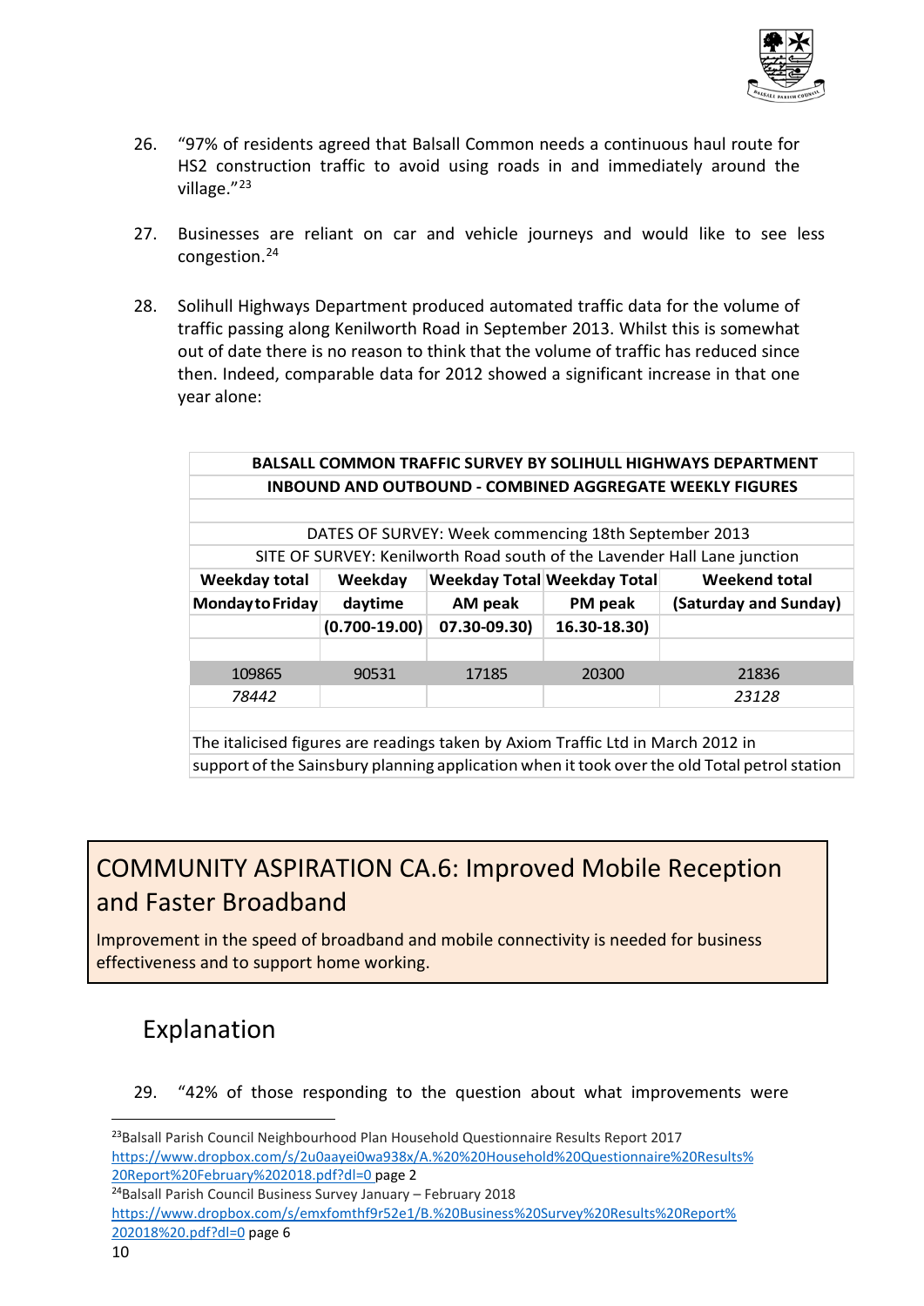26. “97% of residents agreed that Balsall Common needs a continuous haul route for HS2 construction traffic to avoid using roads in and immediately around the village.”[23]

27. Businesses are reliant on car and vehicle journeys and would like to see less congestion.[24]

28. Solihull Highways Department produced automated traffic data for the volume of traffic passing along Kenilworth Road in September 2013. Whilst this is somewhat out of date there is no reason to think that the volume of traffic has reduced since then. Indeed, comparable data for 2012 showed a significant increase in that one year alone:

| BALSALL COMMON TRAFFIC SURVEY BY SOLIHULL HIGHWAYS DEPARTMENT | | | | |
|---|---|---|---|---|
| INBOUND AND OUTBOUND - COMBINED AGGREGATE WEEKLY FIGURES | | | | |
| DATES OF SURVEY: Week commencing 18th September 2013 | | | | |
| SITE OF SURVEY: Kenilworth Road south of the Lavender Hall Lane junction | | | | |
| **Weekday total Monday to Friday** | **Weekday daytime (0.700-19.00)** | **Weekday Total AM peak 07.30-09.30)** | **Weekday Total PM peak 16.30-18.30)** | **Weekend total (Saturday and Sunday)** |
| 109865 | 90531 | 17185 | 20300 | 21836 |
| *78442* | | | | *23128* |
| The italicised figures are readings taken by Axiom Traffic Ltd in March 2012 in support of the Sainsbury planning application when it took over the old Total petrol station | | | | |

## COMMUNITY ASPIRATION CA.6: Improved Mobile Reception and Faster Broadband

Improvement in the speed of broadband and mobile connectivity is needed for business effectiveness and to support home working.

## Explanation

29. “42% of those responding to the question about what improvements were

[23] Balsall Parish Council Neighbourhood Plan Household Questionnaire Results Report 2017 https://www.dropbox.com/s/2u0aayei0wa938x/A.%20%20Household%20Questionnaire%20Results%20Report%20February%202018.pdf?dl=0 page 2

[24] Balsall Parish Council Business Survey January – February 2018 https://www.dropbox.com/s/emxfomthf9r52e1/B.%20Business%20Survey%20Results%20Report%202018%20.pdf?dl=0 page 6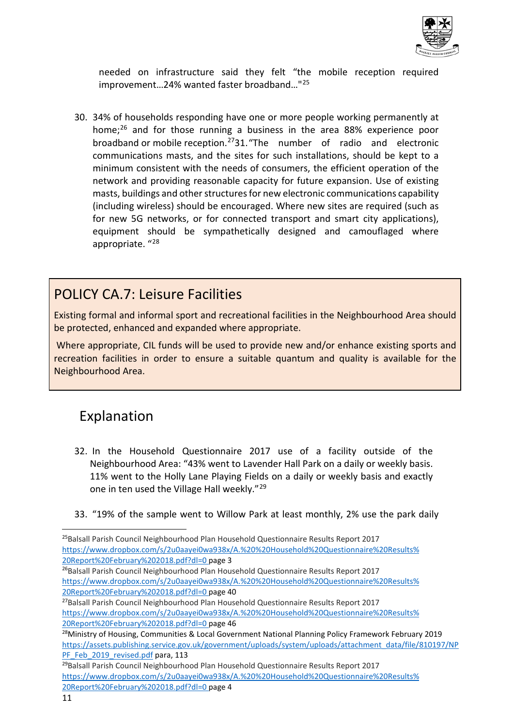needed on infrastructure said they felt "the mobile reception required improvement…24% wanted faster broadband…"[25]

30. 34% of households responding have one or more people working permanently at home;[26] and for those running a business in the area 88% experience poor broadband or mobile reception.[27] 31. "The number of radio and electronic communications masts, and the sites for such installations, should be kept to a minimum consistent with the needs of consumers, the efficient operation of the network and providing reasonable capacity for future expansion. Use of existing masts, buildings and other structures for new electronic communications capability (including wireless) should be encouraged. Where new sites are required (such as for new 5G networks, or for connected transport and smart city applications), equipment should be sympathetically designed and camouflaged where appropriate. "[28]

## POLICY CA.7: Leisure Facilities

Existing formal and informal sport and recreational facilities in the Neighbourhood Area should be protected, enhanced and expanded where appropriate.

Where appropriate, CIL funds will be used to provide new and/or enhance existing sports and recreation facilities in order to ensure a suitable quantum and quality is available for the Neighbourhood Area.

## Explanation

32. In the Household Questionnaire 2017 use of a facility outside of the Neighbourhood Area: "43% went to Lavender Hall Park on a daily or weekly basis. 11% went to the Holly Lane Playing Fields on a daily or weekly basis and exactly one in ten used the Village Hall weekly."[29]

33. "19% of the sample went to Willow Park at least monthly, 2% use the park daily

---

[25] Balsall Parish Council Neighbourhood Plan Household Questionnaire Results Report 2017 https://www.dropbox.com/s/2u0aayei0wa938x/A.%20%20Household%20Questionnaire%20Results%20Report%20February%202018.pdf?dl=0 page 3

[26] Balsall Parish Council Neighbourhood Plan Household Questionnaire Results Report 2017 https://www.dropbox.com/s/2u0aayei0wa938x/A.%20%20Household%20Questionnaire%20Results%20Report%20February%202018.pdf?dl=0 page 40

[27] Balsall Parish Council Neighbourhood Plan Household Questionnaire Results Report 2017 https://www.dropbox.com/s/2u0aayei0wa938x/A.%20%20Household%20Questionnaire%20Results%20Report%20February%202018.pdf?dl=0 page 46

[28] Ministry of Housing, Communities & Local Government National Planning Policy Framework February 2019 https://assets.publishing.service.gov.uk/government/uploads/system/uploads/attachment_data/file/810197/NPPF_Feb_2019_revised.pdf para, 113

[29] Balsall Parish Council Neighbourhood Plan Household Questionnaire Results Report 2017 https://www.dropbox.com/s/2u0aayei0wa938x/A.%20%20Household%20Questionnaire%20Results%20Report%20February%202018.pdf?dl=0 page 4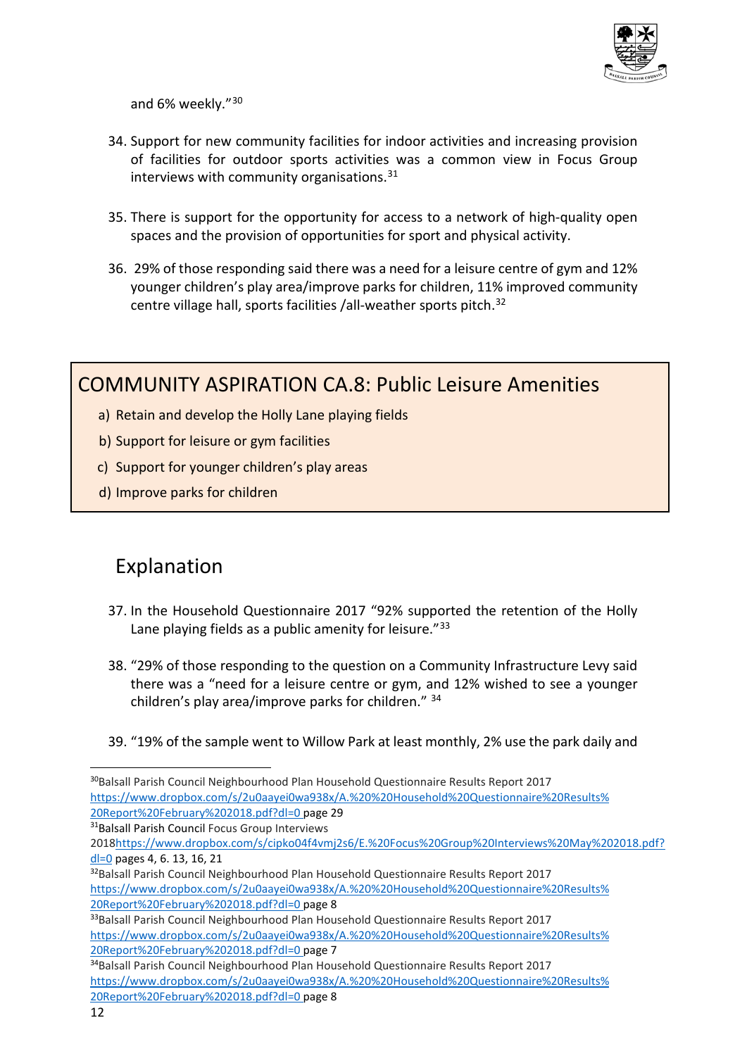and 6% weekly."[30]

34. Support for new community facilities for indoor activities and increasing provision of facilities for outdoor sports activities was a common view in Focus Group interviews with community organisations.[31]

35. There is support for the opportunity for access to a network of high-quality open spaces and the provision of opportunities for sport and physical activity.

36. 29% of those responding said there was a need for a leisure centre of gym and 12% younger children's play area/improve parks for children, 11% improved community centre village hall, sports facilities /all-weather sports pitch.[32]

## COMMUNITY ASPIRATION CA.8: Public Leisure Amenities

a) Retain and develop the Holly Lane playing fields

b) Support for leisure or gym facilities

c) Support for younger children's play areas

d) Improve parks for children

## Explanation

37. In the Household Questionnaire 2017 "92% supported the retention of the Holly Lane playing fields as a public amenity for leisure."[33]

38. "29% of those responding to the question on a Community Infrastructure Levy said there was a "need for a leisure centre or gym, and 12% wished to see a younger children's play area/improve parks for children." [34]

39. "19% of the sample went to Willow Park at least monthly, 2% use the park daily and

---

[30] Balsall Parish Council Neighbourhood Plan Household Questionnaire Results Report 2017 https://www.dropbox.com/s/2u0aayei0wa938x/A.%20%20Household%20Questionnaire%20Results%20Report%20February%202018.pdf?dl=0 page 29

[31] Balsall Parish Council Focus Group Interviews 2018 https://www.dropbox.com/s/cipko04f4vmj2s6/E.%20Focus%20Group%20Interviews%20May%202018.pdf?dl=0 pages 4, 6. 13, 16, 21

[32] Balsall Parish Council Neighbourhood Plan Household Questionnaire Results Report 2017 https://www.dropbox.com/s/2u0aayei0wa938x/A.%20%20Household%20Questionnaire%20Results%20Report%20February%202018.pdf?dl=0 page 8

[33] Balsall Parish Council Neighbourhood Plan Household Questionnaire Results Report 2017 https://www.dropbox.com/s/2u0aayei0wa938x/A.%20%20Household%20Questionnaire%20Results%20Report%20February%202018.pdf?dl=0 page 7

[34] Balsall Parish Council Neighbourhood Plan Household Questionnaire Results Report 2017 https://www.dropbox.com/s/2u0aayei0wa938x/A.%20%20Household%20Questionnaire%20Results%20Report%20February%202018.pdf?dl=0 page 8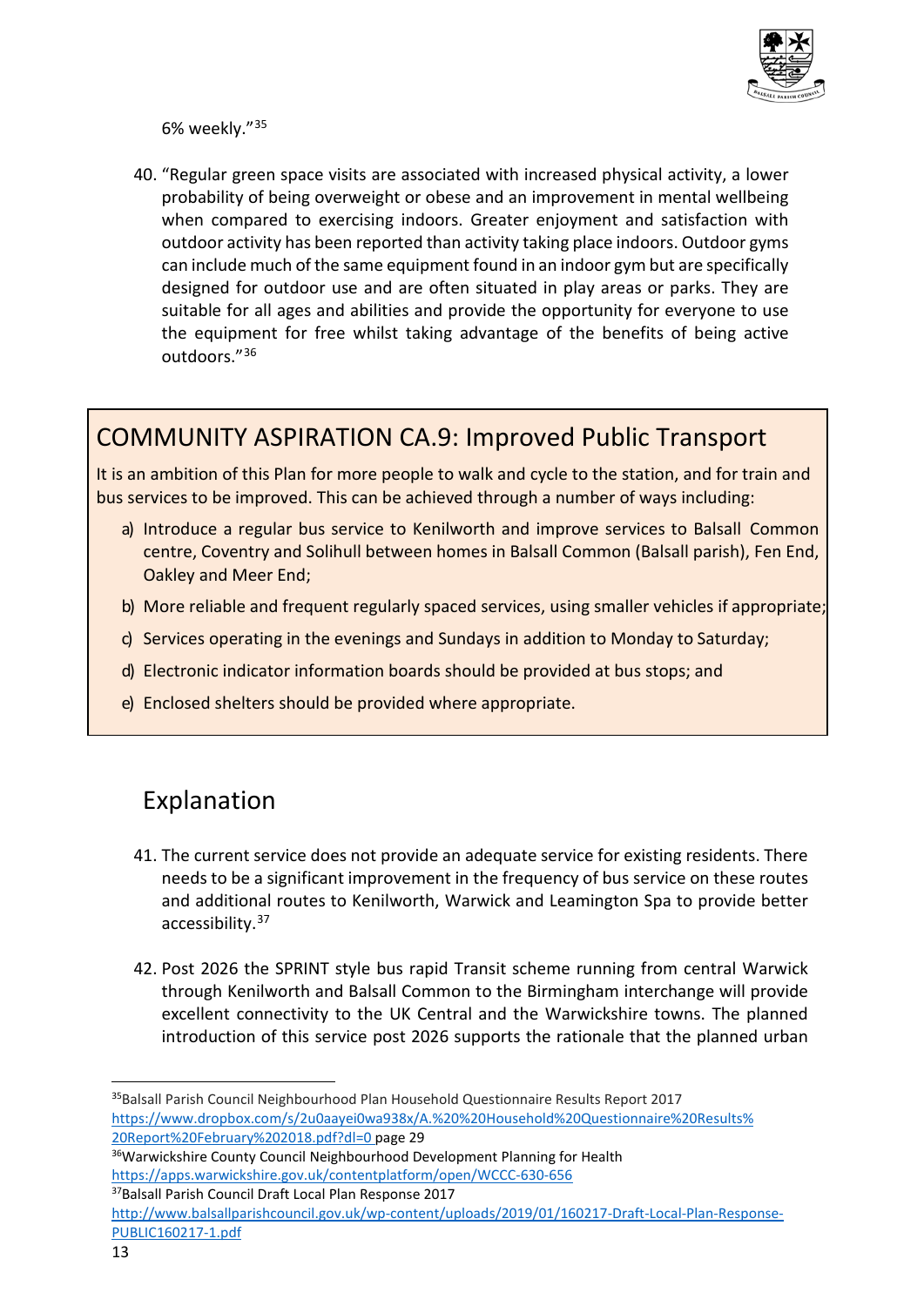6% weekly."[35]

40. "Regular green space visits are associated with increased physical activity, a lower probability of being overweight or obese and an improvement in mental wellbeing when compared to exercising indoors. Greater enjoyment and satisfaction with outdoor activity has been reported than activity taking place indoors. Outdoor gyms can include much of the same equipment found in an indoor gym but are specifically designed for outdoor use and are often situated in play areas or parks. They are suitable for all ages and abilities and provide the opportunity for everyone to use the equipment for free whilst taking advantage of the benefits of being active outdoors."[36]

## COMMUNITY ASPIRATION CA.9: Improved Public Transport

It is an ambition of this Plan for more people to walk and cycle to the station, and for train and bus services to be improved. This can be achieved through a number of ways including:

a) Introduce a regular bus service to Kenilworth and improve services to Balsall Common centre, Coventry and Solihull between homes in Balsall Common (Balsall parish), Fen End, Oakley and Meer End;

b) More reliable and frequent regularly spaced services, using smaller vehicles if appropriate;

c) Services operating in the evenings and Sundays in addition to Monday to Saturday;

d) Electronic indicator information boards should be provided at bus stops; and

e) Enclosed shelters should be provided where appropriate.

## Explanation

41. The current service does not provide an adequate service for existing residents. There needs to be a significant improvement in the frequency of bus service on these routes and additional routes to Kenilworth, Warwick and Leamington Spa to provide better accessibility.[37]

42. Post 2026 the SPRINT style bus rapid Transit scheme running from central Warwick through Kenilworth and Balsall Common to the Birmingham interchange will provide excellent connectivity to the UK Central and the Warwickshire towns. The planned introduction of this service post 2026 supports the rationale that the planned urban

---

[35] Balsall Parish Council Neighbourhood Plan Household Questionnaire Results Report 2017 https://www.dropbox.com/s/2u0aayei0wa938x/A.%20%20Household%20Questionnaire%20Results%20Report%20February%202018.pdf?dl=0 page 29

[36] Warwickshire County Council Neighbourhood Development Planning for Health https://apps.warwickshire.gov.uk/contentplatform/open/WCCC-630-656

[37] Balsall Parish Council Draft Local Plan Response 2017 http://www.balsallparishcouncil.gov.uk/wp-content/uploads/2019/01/160217-Draft-Local-Plan-Response-PUBLIC160217-1.pdf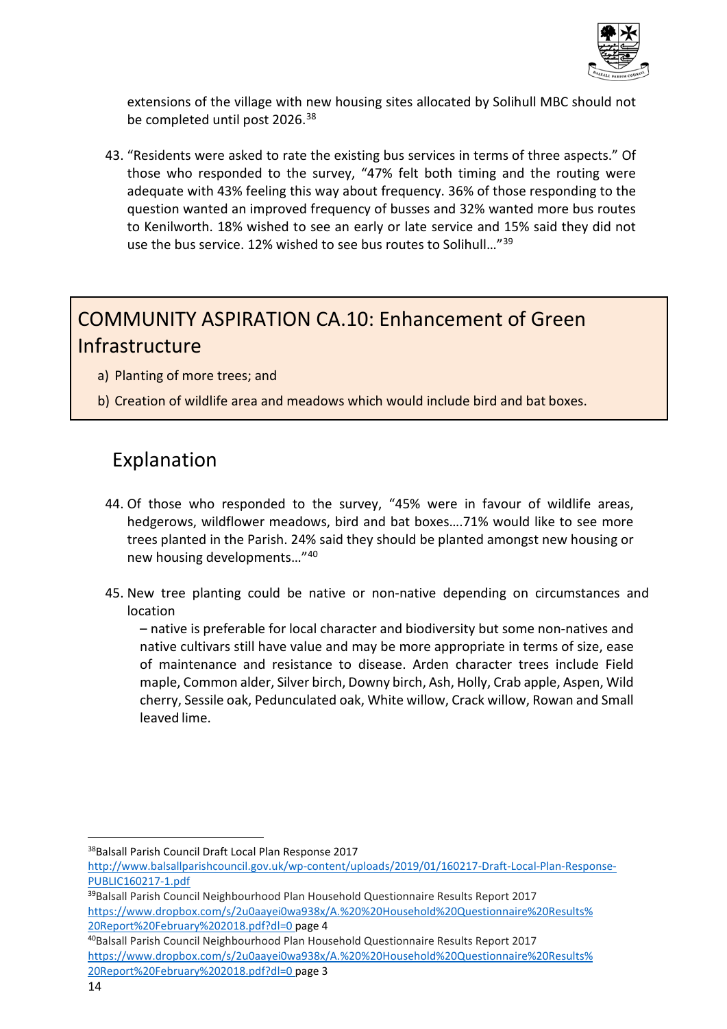extensions of the village with new housing sites allocated by Solihull MBC should not be completed until post 2026.[38]

43. "Residents were asked to rate the existing bus services in terms of three aspects." Of those who responded to the survey, "47% felt both timing and the routing were adequate with 43% feeling this way about frequency. 36% of those responding to the question wanted an improved frequency of busses and 32% wanted more bus routes to Kenilworth. 18% wished to see an early or late service and 15% said they did not use the bus service. 12% wished to see bus routes to Solihull…"[39]

## COMMUNITY ASPIRATION CA.10: Enhancement of Green Infrastructure

a) Planting of more trees; and

b) Creation of wildlife area and meadows which would include bird and bat boxes.

## Explanation

44. Of those who responded to the survey, "45% were in favour of wildlife areas, hedgerows, wildflower meadows, bird and bat boxes….71% would like to see more trees planted in the Parish. 24% said they should be planted amongst new housing or new housing developments…"[40]

45. New tree planting could be native or non-native depending on circumstances and location
– native is preferable for local character and biodiversity but some non-natives and native cultivars still have value and may be more appropriate in terms of size, ease of maintenance and resistance to disease. Arden character trees include Field maple, Common alder, Silver birch, Downy birch, Ash, Holly, Crab apple, Aspen, Wild cherry, Sessile oak, Pedunculated oak, White willow, Crack willow, Rowan and Small leaved lime.

---

[38]Balsall Parish Council Draft Local Plan Response 2017
http://www.balsallparishcouncil.gov.uk/wp-content/uploads/2019/01/160217-Draft-Local-Plan-Response-PUBLIC160217-1.pdf

[39]Balsall Parish Council Neighbourhood Plan Household Questionnaire Results Report 2017
https://www.dropbox.com/s/2u0aayei0wa938x/A.%20%20Household%20Questionnaire%20Results%20Report%20February%202018.pdf?dl=0 page 4

[40]Balsall Parish Council Neighbourhood Plan Household Questionnaire Results Report 2017
https://www.dropbox.com/s/2u0aayei0wa938x/A.%20%20Household%20Questionnaire%20Results%20Report%20February%202018.pdf?dl=0 page 3